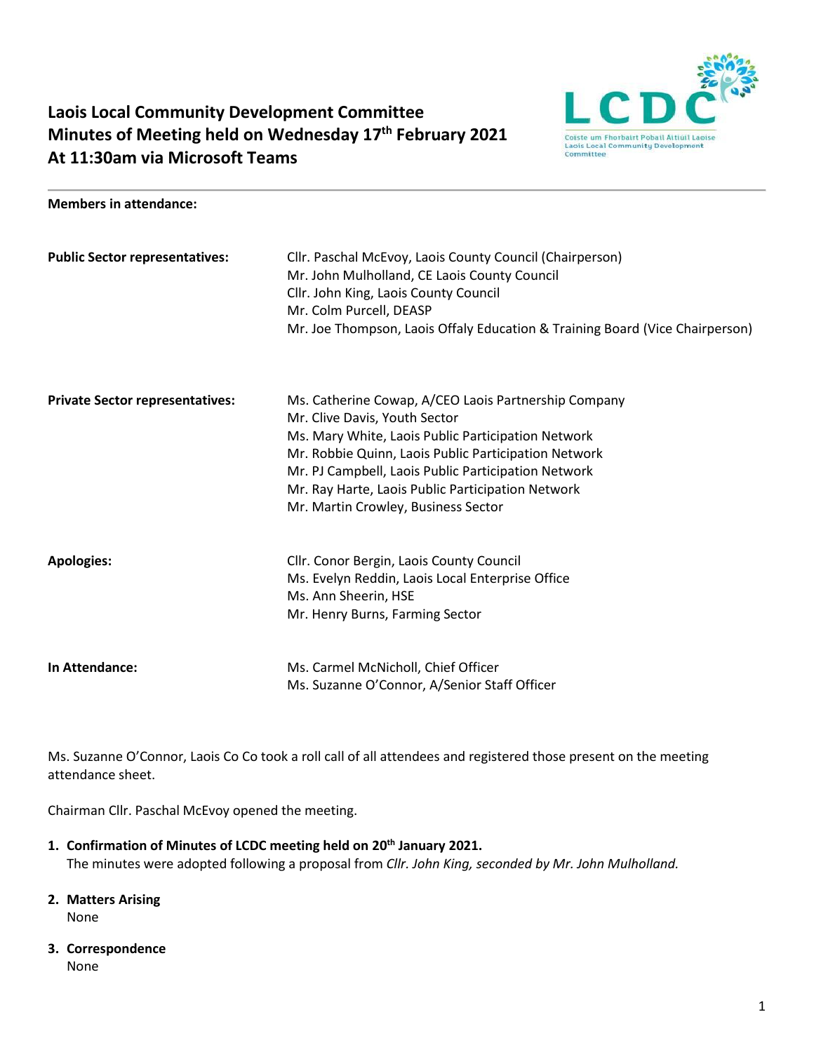# Laois Local Community Development Committee
# Minutes of Meeting held on Wednesday 17th February 2021
# At 11:30am via Microsoft Teams

**Members in attendance:**

| | |
|---|---|
| **Public Sector representatives:** | Cllr. Paschal McEvoy, Laois County Council (Chairperson)<br>Mr. John Mulholland, CE Laois County Council<br>Cllr. John King, Laois County Council<br>Mr. Colm Purcell, DEASP<br>Mr. Joe Thompson, Laois Offaly Education & Training Board (Vice Chairperson) |
| **Private Sector representatives:** | Ms. Catherine Cowap, A/CEO Laois Partnership Company<br>Mr. Clive Davis, Youth Sector<br>Ms. Mary White, Laois Public Participation Network<br>Mr. Robbie Quinn, Laois Public Participation Network<br>Mr. PJ Campbell, Laois Public Participation Network<br>Mr. Ray Harte, Laois Public Participation Network<br>Mr. Martin Crowley, Business Sector |
| **Apologies:** | Cllr. Conor Bergin, Laois County Council<br>Ms. Evelyn Reddin, Laois Local Enterprise Office<br>Ms. Ann Sheerin, HSE<br>Mr. Henry Burns, Farming Sector |
| **In Attendance:** | Ms. Carmel McNicholl, Chief Officer<br>Ms. Suzanne O'Connor, A/Senior Staff Officer |

Ms. Suzanne O'Connor, Laois Co Co took a roll call of all attendees and registered those present on the meeting attendance sheet.

Chairman Cllr. Paschal McEvoy opened the meeting.

1. **Confirmation of Minutes of LCDC meeting held on 20th January 2021.**
   The minutes were adopted following a proposal from *Cllr. John King, seconded by Mr. John Mulholland.*

2. **Matters Arising**
   None

3. **Correspondence**
   None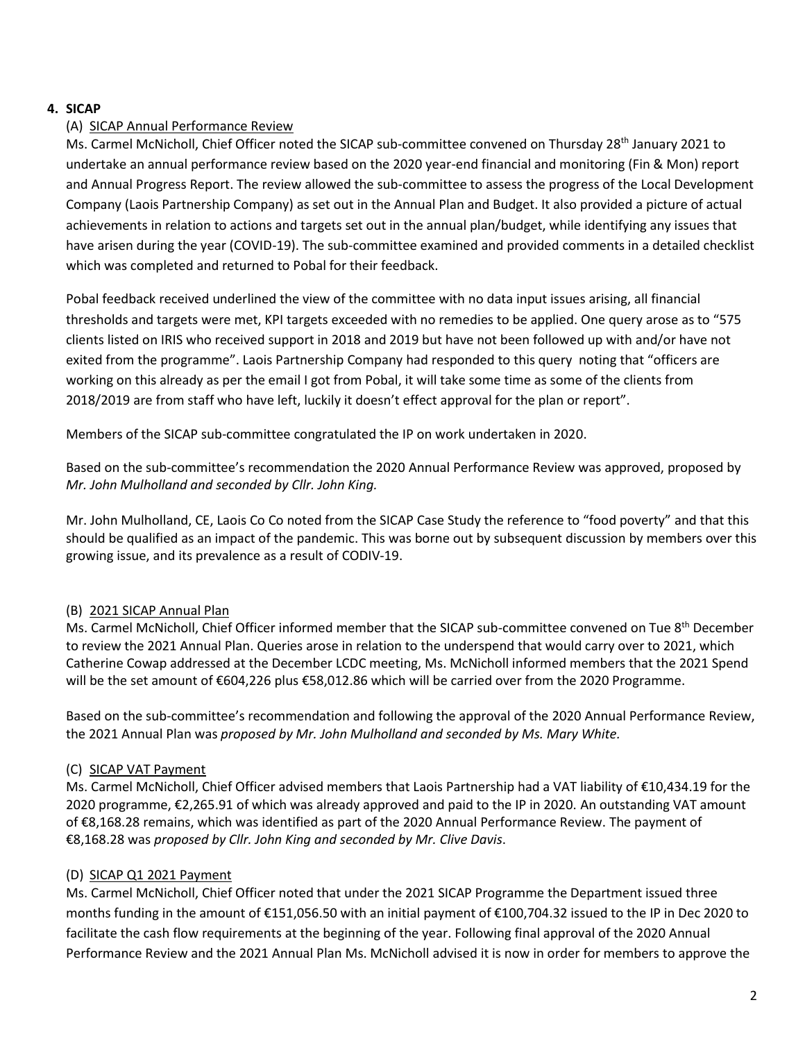## 4. SICAP

### (A) SICAP Annual Performance Review

Ms. Carmel McNicholl, Chief Officer noted the SICAP sub-committee convened on Thursday 28th January 2021 to undertake an annual performance review based on the 2020 year-end financial and monitoring (Fin & Mon) report and Annual Progress Report. The review allowed the sub-committee to assess the progress of the Local Development Company (Laois Partnership Company) as set out in the Annual Plan and Budget. It also provided a picture of actual achievements in relation to actions and targets set out in the annual plan/budget, while identifying any issues that have arisen during the year (COVID-19). The sub-committee examined and provided comments in a detailed checklist which was completed and returned to Pobal for their feedback.

Pobal feedback received underlined the view of the committee with no data input issues arising, all financial thresholds and targets were met, KPI targets exceeded with no remedies to be applied. One query arose as to "575 clients listed on IRIS who received support in 2018 and 2019 but have not been followed up with and/or have not exited from the programme". Laois Partnership Company had responded to this query noting that "officers are working on this already as per the email I got from Pobal, it will take some time as some of the clients from 2018/2019 are from staff who have left, luckily it doesn't effect approval for the plan or report".

Members of the SICAP sub-committee congratulated the IP on work undertaken in 2020.

Based on the sub-committee's recommendation the 2020 Annual Performance Review was approved, proposed by *Mr. John Mulholland and seconded by Cllr. John King.*

Mr. John Mulholland, CE, Laois Co Co noted from the SICAP Case Study the reference to "food poverty" and that this should be qualified as an impact of the pandemic. This was borne out by subsequent discussion by members over this growing issue, and its prevalence as a result of CODIV-19.

### (B) 2021 SICAP Annual Plan

Ms. Carmel McNicholl, Chief Officer informed member that the SICAP sub-committee convened on Tue 8th December to review the 2021 Annual Plan. Queries arose in relation to the underspend that would carry over to 2021, which Catherine Cowap addressed at the December LCDC meeting, Ms. McNicholl informed members that the 2021 Spend will be the set amount of €604,226 plus €58,012.86 which will be carried over from the 2020 Programme.

Based on the sub-committee's recommendation and following the approval of the 2020 Annual Performance Review, the 2021 Annual Plan was *proposed by Mr. John Mulholland and seconded by Ms. Mary White.*

### (C) SICAP VAT Payment

Ms. Carmel McNicholl, Chief Officer advised members that Laois Partnership had a VAT liability of €10,434.19 for the 2020 programme, €2,265.91 of which was already approved and paid to the IP in 2020. An outstanding VAT amount of €8,168.28 remains, which was identified as part of the 2020 Annual Performance Review. The payment of €8,168.28 was *proposed by Cllr. John King and seconded by Mr. Clive Davis*.

### (D) SICAP Q1 2021 Payment

Ms. Carmel McNicholl, Chief Officer noted that under the 2021 SICAP Programme the Department issued three months funding in the amount of €151,056.50 with an initial payment of €100,704.32 issued to the IP in Dec 2020 to facilitate the cash flow requirements at the beginning of the year. Following final approval of the 2020 Annual Performance Review and the 2021 Annual Plan Ms. McNicholl advised it is now in order for members to approve the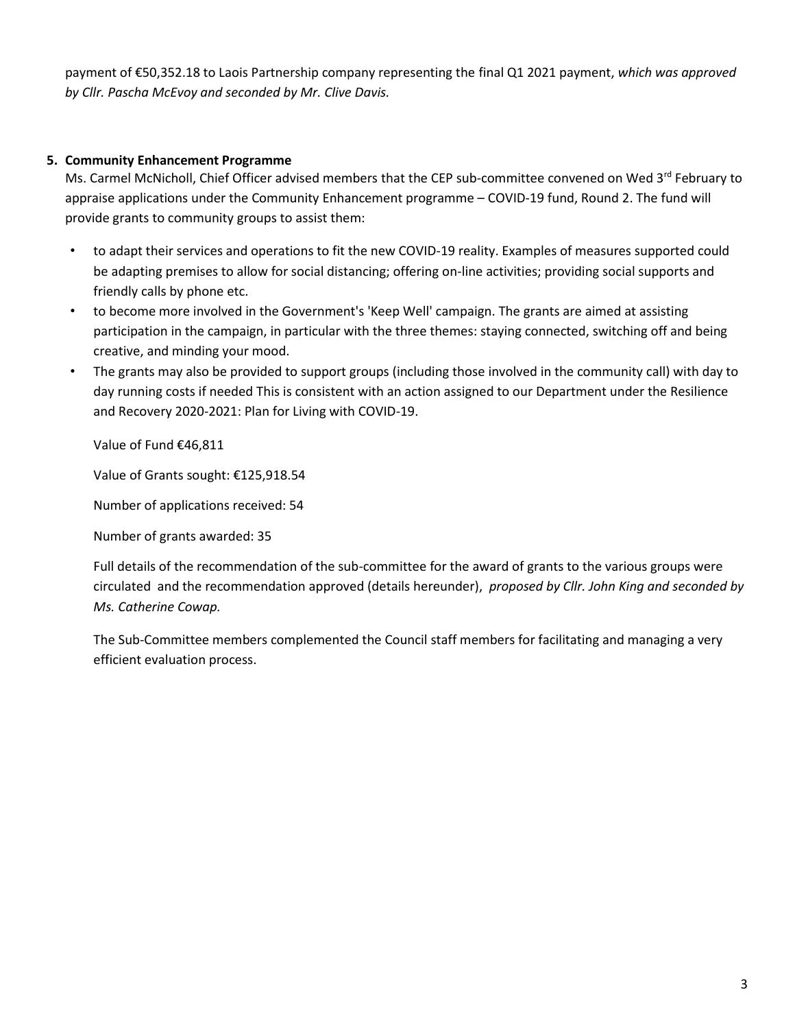payment of €50,352.18 to Laois Partnership company representing the final Q1 2021 payment, *which was approved by Cllr. Pascha McEvoy and seconded by Mr. Clive Davis.*

**5. Community Enhancement Programme**

Ms. Carmel McNicholl, Chief Officer advised members that the CEP sub-committee convened on Wed 3rd February to appraise applications under the Community Enhancement programme – COVID-19 fund, Round 2. The fund will provide grants to community groups to assist them:

- to adapt their services and operations to fit the new COVID-19 reality. Examples of measures supported could be adapting premises to allow for social distancing; offering on-line activities; providing social supports and friendly calls by phone etc.
- to become more involved in the Government's 'Keep Well' campaign. The grants are aimed at assisting participation in the campaign, in particular with the three themes: staying connected, switching off and being creative, and minding your mood.
- The grants may also be provided to support groups (including those involved in the community call) with day to day running costs if needed This is consistent with an action assigned to our Department under the Resilience and Recovery 2020-2021: Plan for Living with COVID-19.

Value of Fund €46,811

Value of Grants sought: €125,918.54

Number of applications received: 54

Number of grants awarded: 35

Full details of the recommendation of the sub-committee for the award of grants to the various groups were circulated and the recommendation approved (details hereunder), *proposed by Cllr. John King and seconded by Ms. Catherine Cowap.*

The Sub-Committee members complemented the Council staff members for facilitating and managing a very efficient evaluation process.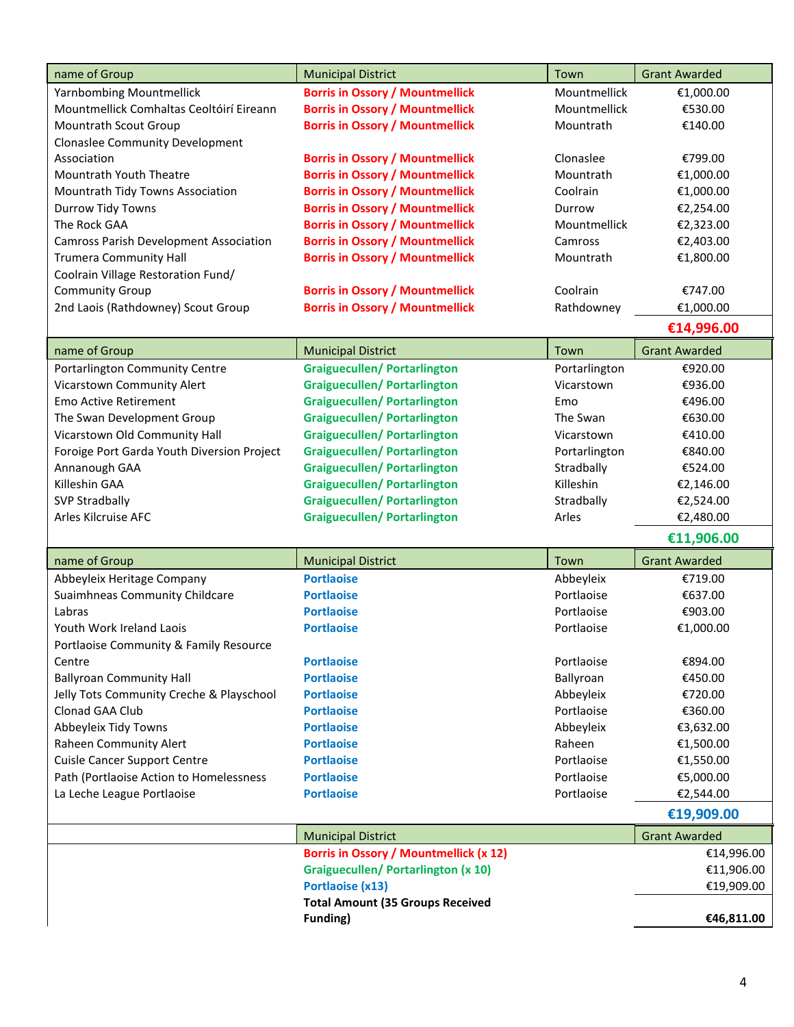| name of Group | Municipal District | Town | Grant Awarded |
|---|---|---|---|
| Yarnbombing Mountmellick | **Borris in Ossory / Mountmellick** | Mountmellick | €1,000.00 |
| Mountmellick Comhaltas Ceoltóirí Eireann | **Borris in Ossory / Mountmellick** | Mountmellick | €530.00 |
| Mountrath Scout Group | **Borris in Ossory / Mountmellick** | Mountrath | €140.00 |
| Clonaslee Community Development Association | **Borris in Ossory / Mountmellick** | Clonaslee | €799.00 |
| Mountrath Youth Theatre | **Borris in Ossory / Mountmellick** | Mountrath | €1,000.00 |
| Mountrath Tidy Towns Association | **Borris in Ossory / Mountmellick** | Coolrain | €1,000.00 |
| Durrow Tidy Towns | **Borris in Ossory / Mountmellick** | Durrow | €2,254.00 |
| The Rock GAA | **Borris in Ossory / Mountmellick** | Mountmellick | €2,323.00 |
| Camross Parish Development Association | **Borris in Ossory / Mountmellick** | Camross | €2,403.00 |
| Trumera Community Hall | **Borris in Ossory / Mountmellick** | Mountrath | €1,800.00 |
| Coolrain Village Restoration Fund/ Community Group | **Borris in Ossory / Mountmellick** | Coolrain | €747.00 |
| 2nd Laois (Rathdowney) Scout Group | **Borris in Ossory / Mountmellick** | Rathdowney | €1,000.00 |
| | | | **€14,996.00** |

| name of Group | Municipal District | Town | Grant Awarded |
|---|---|---|---|
| Portarlington Community Centre | **Graiguecullen/ Portarlington** | Portarlington | €920.00 |
| Vicarstown Community Alert | **Graiguecullen/ Portarlington** | Vicarstown | €936.00 |
| Emo Active Retirement | **Graiguecullen/ Portarlington** | Emo | €496.00 |
| The Swan Development Group | **Graiguecullen/ Portarlington** | The Swan | €630.00 |
| Vicarstown Old Community Hall | **Graiguecullen/ Portarlington** | Vicarstown | €410.00 |
| Foroige Port Garda Youth Diversion Project | **Graiguecullen/ Portarlington** | Portarlington | €840.00 |
| Annanough GAA | **Graiguecullen/ Portarlington** | Stradbally | €524.00 |
| Killeshin GAA | **Graiguecullen/ Portarlington** | Killeshin | €2,146.00 |
| SVP Stradbally | **Graiguecullen/ Portarlington** | Stradbally | €2,524.00 |
| Arles Kilcruise AFC | **Graiguecullen/ Portarlington** | Arles | €2,480.00 |
| | | | **€11,906.00** |

| name of Group | Municipal District | Town | Grant Awarded |
|---|---|---|---|
| Abbeyleix Heritage Company | **Portlaoise** | Abbeyleix | €719.00 |
| Suaimhneas Community Childcare | **Portlaoise** | Portlaoise | €637.00 |
| Labras | **Portlaoise** | Portlaoise | €903.00 |
| Youth Work Ireland Laois | **Portlaoise** | Portlaoise | €1,000.00 |
| Portlaoise Community & Family Resource Centre | **Portlaoise** | Portlaoise | €894.00 |
| Ballyroan Community Hall | **Portlaoise** | Ballyroan | €450.00 |
| Jelly Tots Community Creche & Playschool | **Portlaoise** | Abbeyleix | €720.00 |
| Clonad GAA Club | **Portlaoise** | Portlaoise | €360.00 |
| Abbeyleix Tidy Towns | **Portlaoise** | Abbeyleix | €3,632.00 |
| Raheen Community Alert | **Portlaoise** | Raheen | €1,500.00 |
| Cuisle Cancer Support Centre | **Portlaoise** | Portlaoise | €1,550.00 |
| Path (Portlaoise Action to Homelessness | **Portlaoise** | Portlaoise | €5,000.00 |
| La Leche League Portlaoise | **Portlaoise** | Portlaoise | €2,544.00 |
| | | | **€19,909.00** |

| | Municipal District | Grant Awarded |
|---|---|---|
| | **Borris in Ossory / Mountmellick (x 12)** | €14,996.00 |
| | **Graiguecullen/ Portarlington (x 10)** | €11,906.00 |
| | **Portlaoise (x13)** | €19,909.00 |
| | **Total Amount (35 Groups Received Funding)** | **€46,811.00** |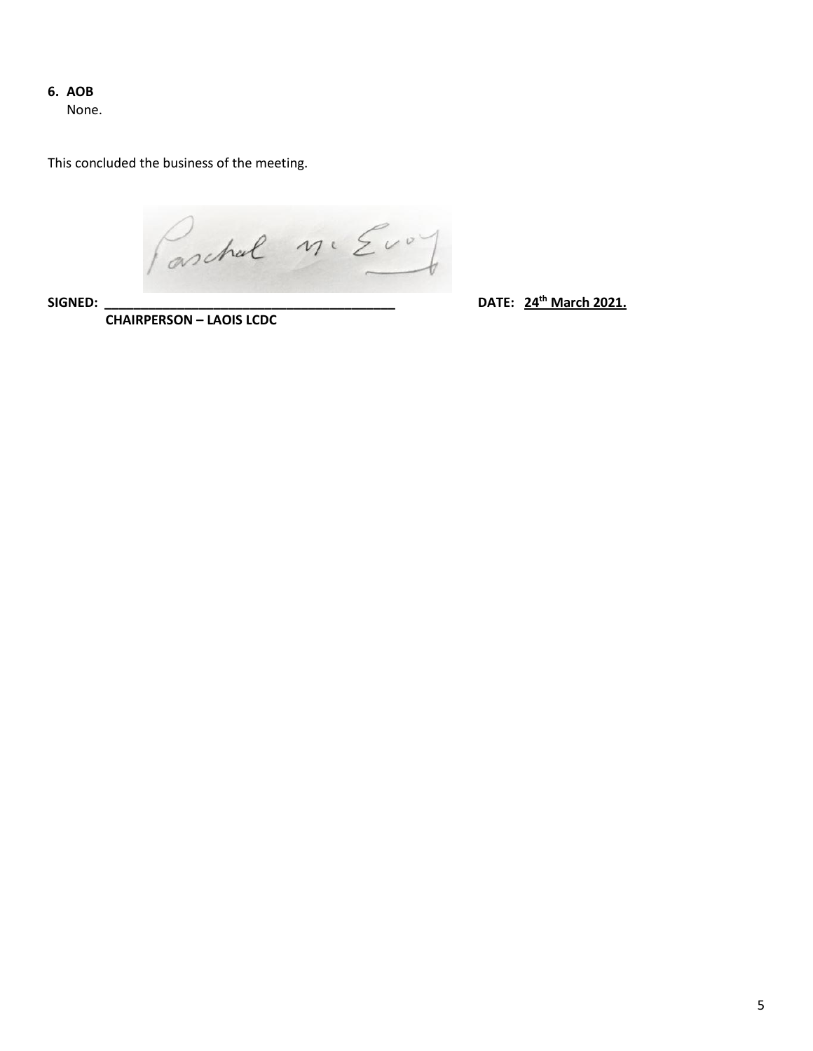**6. AOB**

None.

This concluded the business of the meeting.

**SIGNED: \_\_\_\_\_\_\_\_\_\_\_\_\_\_\_\_\_\_\_\_\_\_\_\_\_\_\_\_\_\_\_\_\_\_\_\_\_\_\_\_\_** **DATE: 24th March 2021.**

**CHAIRPERSON – LAOIS LCDC**